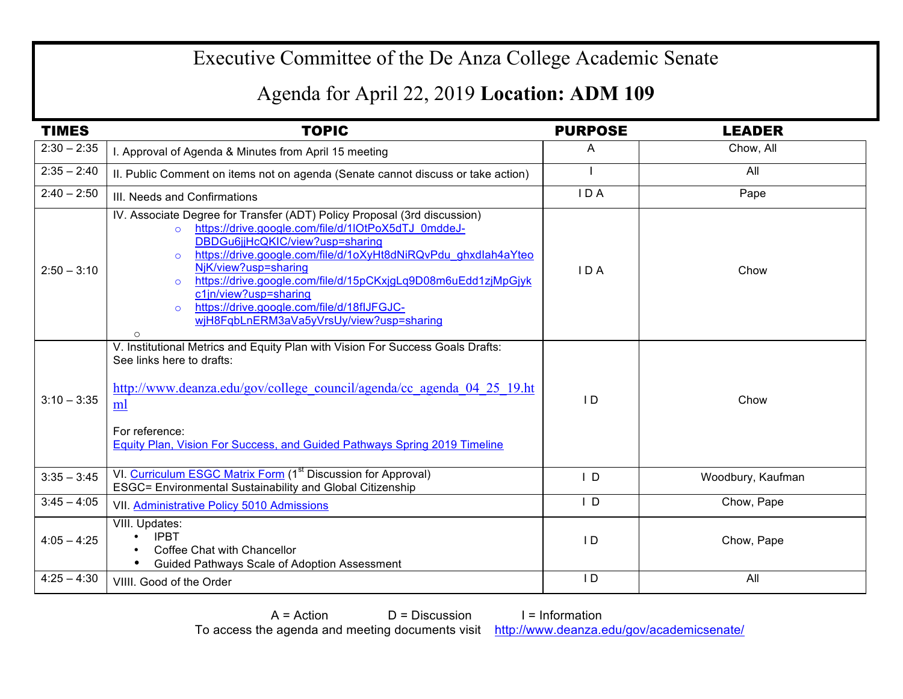# Executive Committee of the De Anza College Academic Senate

## Agenda for April 22, 2019 **Location: ADM 109**

| TIMES | TOPIC | PURPOSE | LEADER |
|---|---|---|---|
| 2:30 – 2:35 | I. Approval of Agenda & Minutes from April 15 meeting | A | Chow, All |
| 2:35 – 2:40 | II. Public Comment on items not on agenda (Senate cannot discuss or take action) | I | All |
| 2:40 – 2:50 | III. Needs and Confirmations | I D A | Pape |
| 2:50 – 3:10 | IV. Associate Degree for Transfer (ADT) Policy Proposal (3rd discussion)<br>○ https://drive.google.com/file/d/1lOtPoX5dTJ_0mddeJ-DBDGu6jjHcQKIC/view?usp=sharing<br>○ https://drive.google.com/file/d/1oXyHt8dNiRQvPdu_ghxdIah4aYteoNjK/view?usp=sharing<br>○ https://drive.google.com/file/d/15pCKxjgLq9D08m6uEdd1zjMpGjykc1jn/view?usp=sharing<br>○ https://drive.google.com/file/d/18fIJFGJC-wjH8FqbLnERM3aVa5yVrsUy/view?usp=sharing<br>○ | I D A | Chow |
| 3:10 – 3:35 | V. Institutional Metrics and Equity Plan with Vision For Success Goals Drafts: See links here to drafts:<br>http://www.deanza.edu/gov/college_council/agenda/cc_agenda_04_25_19.html<br>For reference:<br>Equity Plan, Vision For Success, and Guided Pathways Spring 2019 Timeline | I D | Chow |
| 3:35 – 3:45 | VI. Curriculum ESGC Matrix Form (1st Discussion for Approval)<br>ESGC= Environmental Sustainability and Global Citizenship | I D | Woodbury, Kaufman |
| 3:45 – 4:05 | VII. Administrative Policy 5010 Admissions | I D | Chow, Pape |
| 4:05 – 4:25 | VIII. Updates:<br>• IPBT<br>• Coffee Chat with Chancellor<br>• Guided Pathways Scale of Adoption Assessment | I D | Chow, Pape |
| 4:25 – 4:30 | VIIII. Good of the Order | I D | All |

A = Action D = Discussion I = Information

To access the agenda and meeting documents visit http://www.deanza.edu/gov/academicsenate/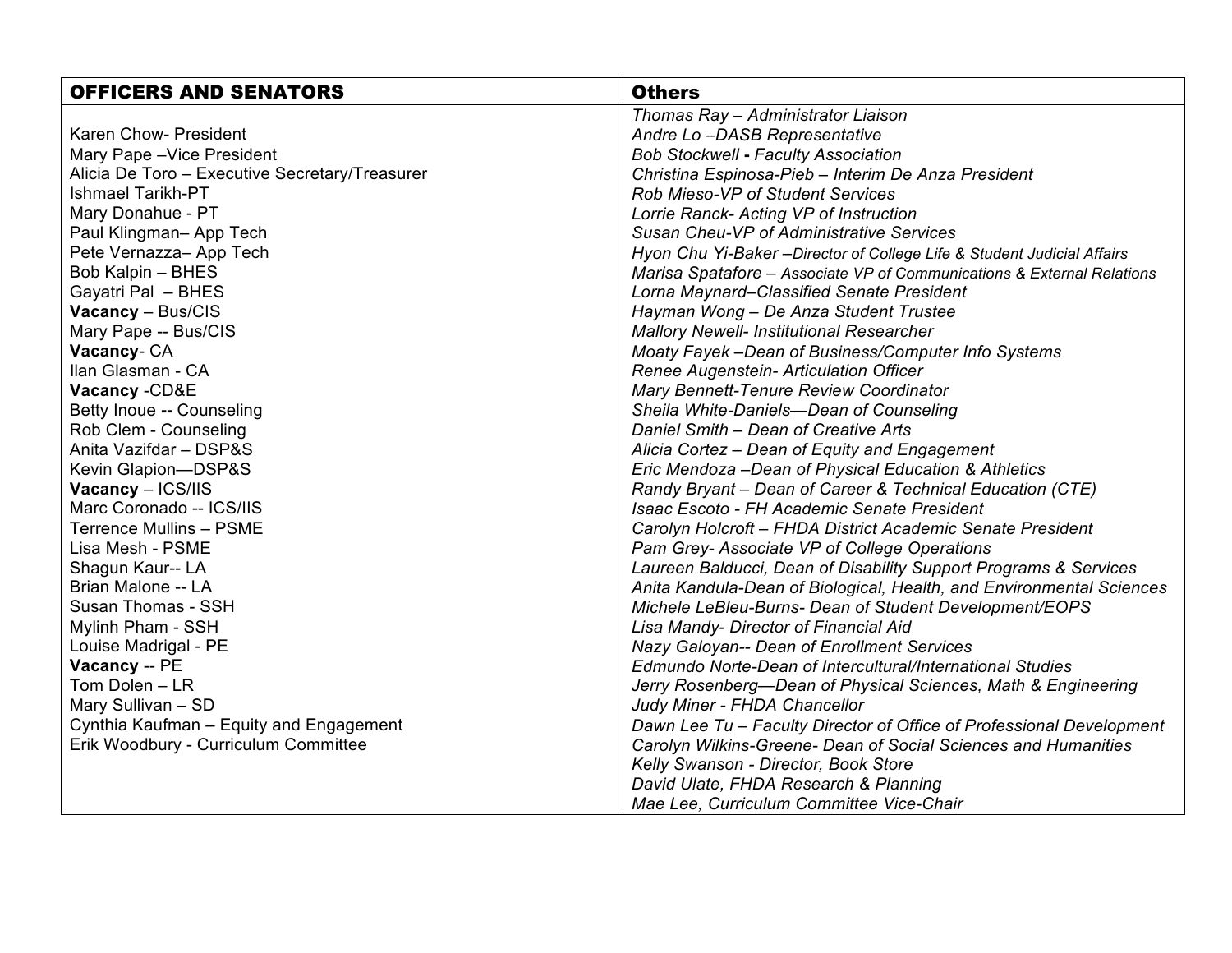| **OFFICERS AND SENATORS** | **Others** |
|---|---|
| | *Thomas Ray – Administrator Liaison* |
| Karen Chow- President | *Andre Lo –DASB Representative* |
| Mary Pape –Vice President | *Bob Stockwell - Faculty Association* |
| Alicia De Toro – Executive Secretary/Treasurer | *Christina Espinosa-Pieb – Interim De Anza President* |
| Ishmael Tarikh-PT | *Rob Mieso-VP of Student Services* |
| Mary Donahue - PT | *Lorrie Ranck- Acting VP of Instruction* |
| Paul Klingman– App Tech | *Susan Cheu-VP of Administrative Services* |
| Pete Vernazza– App Tech | *Hyon Chu Yi-Baker –Director of College Life & Student Judicial Affairs* |
| Bob Kalpin – BHES | *Marisa Spatafore – Associate VP of Communications & External Relations* |
| Gayatri Pal – BHES | *Lorna Maynard–Classified Senate President* |
| **Vacancy** – Bus/CIS | *Hayman Wong – De Anza Student Trustee* |
| Mary Pape -- Bus/CIS | *Mallory Newell- Institutional Researcher* |
| **Vacancy**- CA | *Moaty Fayek –Dean of Business/Computer Info Systems* |
| Ilan Glasman - CA | *Renee Augenstein- Articulation Officer* |
| **Vacancy** -CD&E | *Mary Bennett-Tenure Review Coordinator* |
| Betty Inoue **--** Counseling | *Sheila White-Daniels—Dean of Counseling* |
| Rob Clem - Counseling | *Daniel Smith – Dean of Creative Arts* |
| Anita Vazifdar – DSP&S | *Alicia Cortez – Dean of Equity and Engagement* |
| Kevin Glapion—DSP&S | *Eric Mendoza –Dean of Physical Education & Athletics* |
| **Vacancy** – ICS/IIS | *Randy Bryant – Dean of Career & Technical Education (CTE)* |
| Marc Coronado -- ICS/IIS | *Isaac Escoto - FH Academic Senate President* |
| Terrence Mullins – PSME | *Carolyn Holcroft – FHDA District Academic Senate President* |
| Lisa Mesh - PSME | *Pam Grey- Associate VP of College Operations* |
| Shagun Kaur-- LA | *Laureen Balducci, Dean of Disability Support Programs & Services* |
| Brian Malone -- LA | *Anita Kandula-Dean of Biological, Health, and Environmental Sciences* |
| Susan Thomas - SSH | *Michele LeBleu-Burns- Dean of Student Development/EOPS* |
| Mylinh Pham - SSH | *Lisa Mandy- Director of Financial Aid* |
| Louise Madrigal - PE | *Nazy Galoyan-- Dean of Enrollment Services* |
| **Vacancy** -- PE | *Edmundo Norte-Dean of Intercultural/International Studies* |
| Tom Dolen – LR | *Jerry Rosenberg—Dean of Physical Sciences, Math & Engineering* |
| Mary Sullivan – SD | *Judy Miner - FHDA Chancellor* |
| Cynthia Kaufman – Equity and Engagement | *Dawn Lee Tu – Faculty Director of Office of Professional Development* |
| Erik Woodbury - Curriculum Committee | *Carolyn Wilkins-Greene- Dean of Social Sciences and Humanities* |
| | *Kelly Swanson - Director, Book Store* |
| | *David Ulate, FHDA Research & Planning* |
| | *Mae Lee, Curriculum Committee Vice-Chair* |